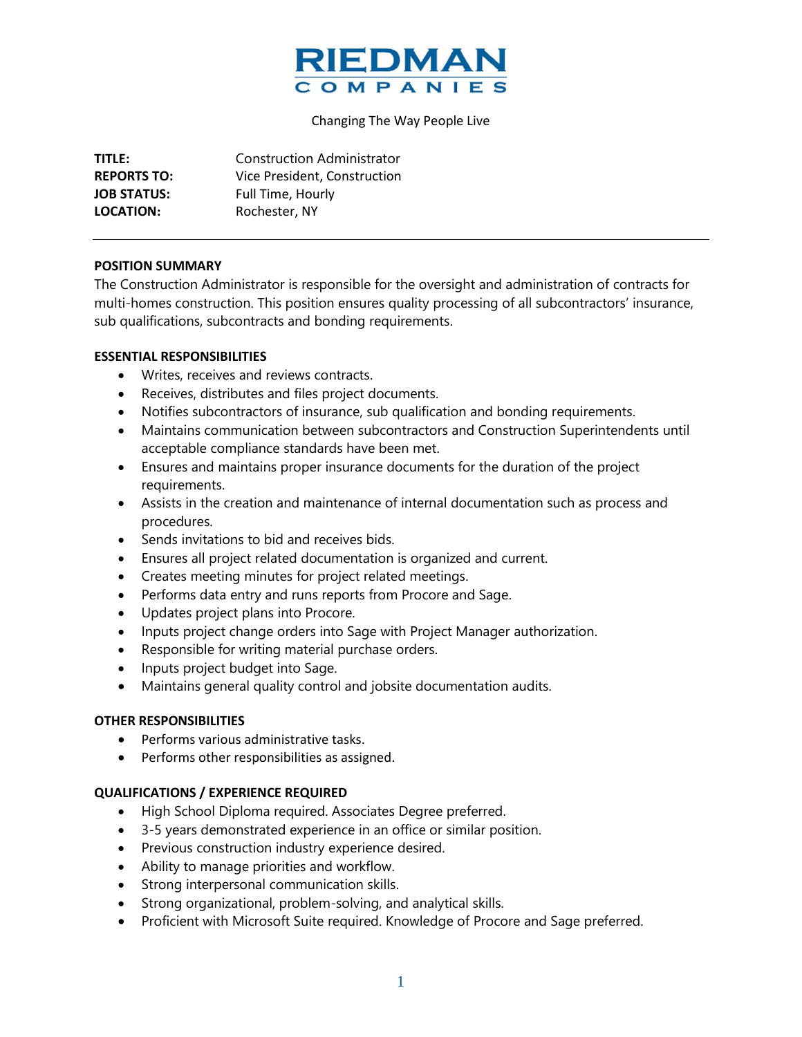# RIEDMAN COMPANIES

Changing The Way People Live

**TITLE:** Construction Administrator
**REPORTS TO:** Vice President, Construction
**JOB STATUS:** Full Time, Hourly
**LOCATION:** Rochester, NY

---

**POSITION SUMMARY**

The Construction Administrator is responsible for the oversight and administration of contracts for multi-homes construction. This position ensures quality processing of all subcontractors' insurance, sub qualifications, subcontracts and bonding requirements.

**ESSENTIAL RESPONSIBILITIES**

- Writes, receives and reviews contracts.
- Receives, distributes and files project documents.
- Notifies subcontractors of insurance, sub qualification and bonding requirements.
- Maintains communication between subcontractors and Construction Superintendents until acceptable compliance standards have been met.
- Ensures and maintains proper insurance documents for the duration of the project requirements.
- Assists in the creation and maintenance of internal documentation such as process and procedures.
- Sends invitations to bid and receives bids.
- Ensures all project related documentation is organized and current.
- Creates meeting minutes for project related meetings.
- Performs data entry and runs reports from Procore and Sage.
- Updates project plans into Procore.
- Inputs project change orders into Sage with Project Manager authorization.
- Responsible for writing material purchase orders.
- Inputs project budget into Sage.
- Maintains general quality control and jobsite documentation audits.

**OTHER RESPONSIBILITIES**

- Performs various administrative tasks.
- Performs other responsibilities as assigned.

**QUALIFICATIONS / EXPERIENCE REQUIRED**

- High School Diploma required. Associates Degree preferred.
- 3-5 years demonstrated experience in an office or similar position.
- Previous construction industry experience desired.
- Ability to manage priorities and workflow.
- Strong interpersonal communication skills.
- Strong organizational, problem-solving, and analytical skills.
- Proficient with Microsoft Suite required. Knowledge of Procore and Sage preferred.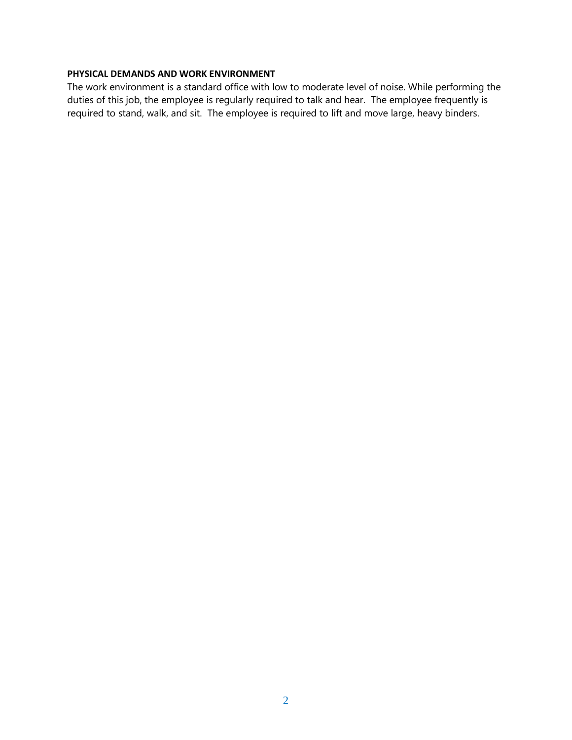**PHYSICAL DEMANDS AND WORK ENVIRONMENT**

The work environment is a standard office with low to moderate level of noise. While performing the duties of this job, the employee is regularly required to talk and hear. The employee frequently is required to stand, walk, and sit. The employee is required to lift and move large, heavy binders.